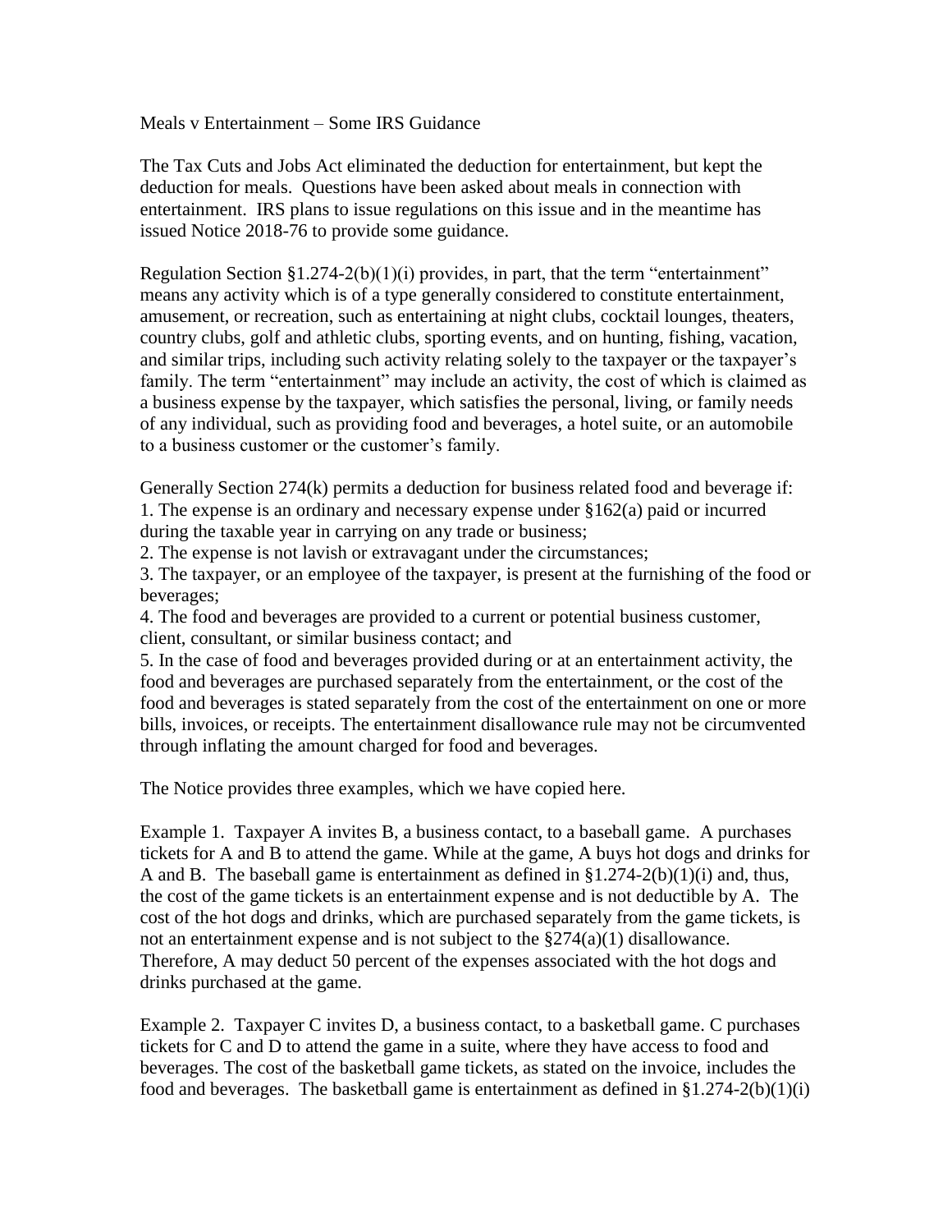# Meals v Entertainment – Some IRS Guidance

The Tax Cuts and Jobs Act eliminated the deduction for entertainment, but kept the deduction for meals. Questions have been asked about meals in connection with entertainment. IRS plans to issue regulations on this issue and in the meantime has issued Notice 2018-76 to provide some guidance.

Regulation Section §1.274-2(b)(1)(i) provides, in part, that the term "entertainment" means any activity which is of a type generally considered to constitute entertainment, amusement, or recreation, such as entertaining at night clubs, cocktail lounges, theaters, country clubs, golf and athletic clubs, sporting events, and on hunting, fishing, vacation, and similar trips, including such activity relating solely to the taxpayer or the taxpayer's family. The term "entertainment" may include an activity, the cost of which is claimed as a business expense by the taxpayer, which satisfies the personal, living, or family needs of any individual, such as providing food and beverages, a hotel suite, or an automobile to a business customer or the customer's family.

Generally Section 274(k) permits a deduction for business related food and beverage if:

1. The expense is an ordinary and necessary expense under §162(a) paid or incurred during the taxable year in carrying on any trade or business;
2. The expense is not lavish or extravagant under the circumstances;
3. The taxpayer, or an employee of the taxpayer, is present at the furnishing of the food or beverages;
4. The food and beverages are provided to a current or potential business customer, client, consultant, or similar business contact; and
5. In the case of food and beverages provided during or at an entertainment activity, the food and beverages are purchased separately from the entertainment, or the cost of the food and beverages is stated separately from the cost of the entertainment on one or more bills, invoices, or receipts. The entertainment disallowance rule may not be circumvented through inflating the amount charged for food and beverages.

The Notice provides three examples, which we have copied here.

Example 1. Taxpayer A invites B, a business contact, to a baseball game. A purchases tickets for A and B to attend the game. While at the game, A buys hot dogs and drinks for A and B. The baseball game is entertainment as defined in §1.274-2(b)(1)(i) and, thus, the cost of the game tickets is an entertainment expense and is not deductible by A. The cost of the hot dogs and drinks, which are purchased separately from the game tickets, is not an entertainment expense and is not subject to the §274(a)(1) disallowance. Therefore, A may deduct 50 percent of the expenses associated with the hot dogs and drinks purchased at the game.

Example 2. Taxpayer C invites D, a business contact, to a basketball game. C purchases tickets for C and D to attend the game in a suite, where they have access to food and beverages. The cost of the basketball game tickets, as stated on the invoice, includes the food and beverages. The basketball game is entertainment as defined in §1.274-2(b)(1)(i)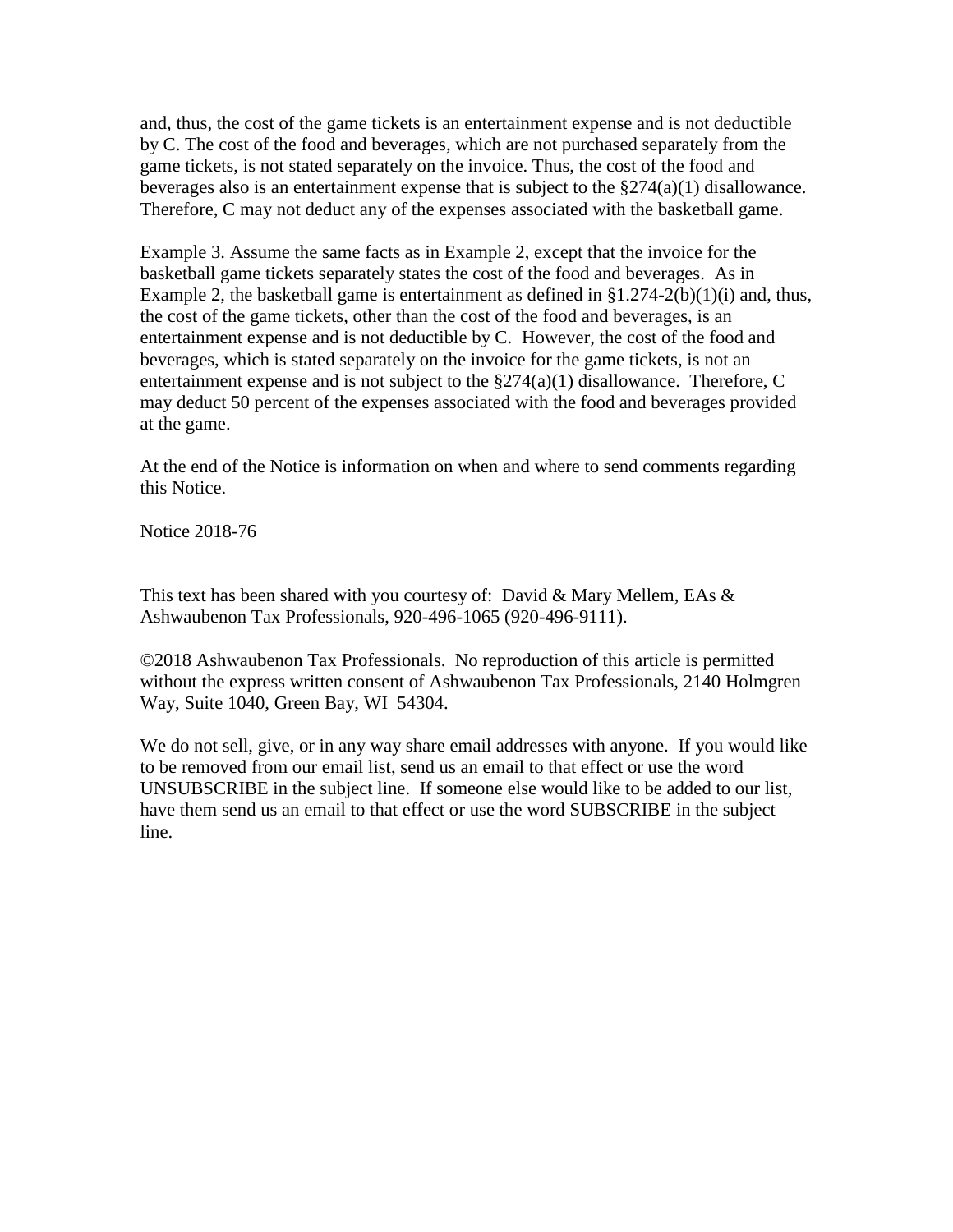and, thus, the cost of the game tickets is an entertainment expense and is not deductible by C. The cost of the food and beverages, which are not purchased separately from the game tickets, is not stated separately on the invoice. Thus, the cost of the food and beverages also is an entertainment expense that is subject to the §274(a)(1) disallowance. Therefore, C may not deduct any of the expenses associated with the basketball game.

Example 3. Assume the same facts as in Example 2, except that the invoice for the basketball game tickets separately states the cost of the food and beverages.  As in Example 2, the basketball game is entertainment as defined in §1.274-2(b)(1)(i) and, thus, the cost of the game tickets, other than the cost of the food and beverages, is an entertainment expense and is not deductible by C.  However, the cost of the food and beverages, which is stated separately on the invoice for the game tickets, is not an entertainment expense and is not subject to the §274(a)(1) disallowance.  Therefore, C may deduct 50 percent of the expenses associated with the food and beverages provided at the game.

At the end of the Notice is information on when and where to send comments regarding this Notice.

Notice 2018-76

This text has been shared with you courtesy of:  David & Mary Mellem, EAs & Ashwaubenon Tax Professionals, 920-496-1065 (920-496-9111).

©2018 Ashwaubenon Tax Professionals.  No reproduction of this article is permitted without the express written consent of Ashwaubenon Tax Professionals, 2140 Holmgren Way, Suite 1040, Green Bay, WI  54304.

We do not sell, give, or in any way share email addresses with anyone.  If you would like to be removed from our email list, send us an email to that effect or use the word UNSUBSCRIBE in the subject line.  If someone else would like to be added to our list, have them send us an email to that effect or use the word SUBSCRIBE in the subject line.